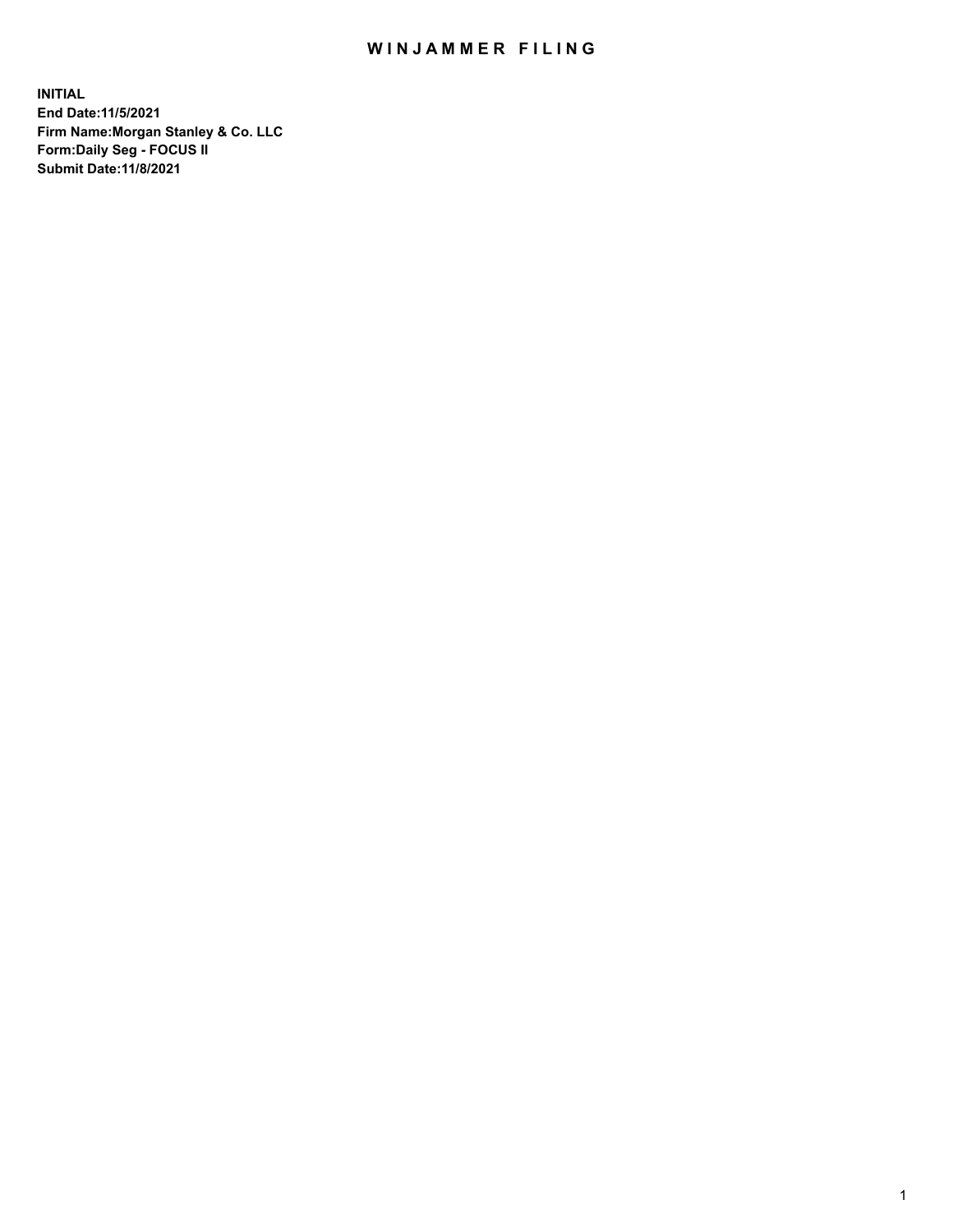# WINJAMMER FILING

**INITIAL**
**End Date:11/5/2021**
**Firm Name:Morgan Stanley & Co. LLC**
**Form:Daily Seg - FOCUS II**
**Submit Date:11/8/2021**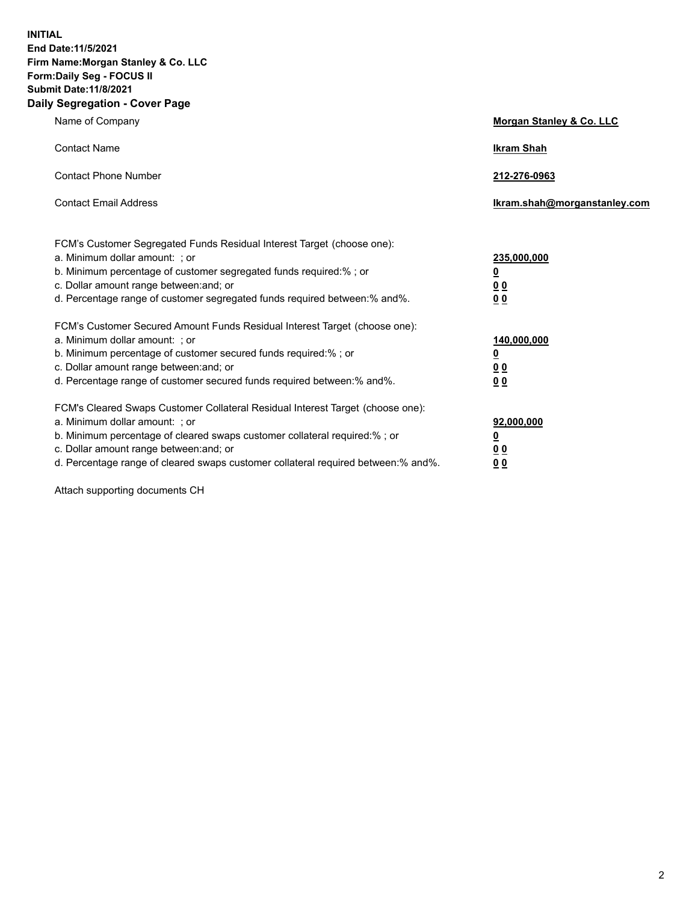**INITIAL**
**End Date:11/5/2021**
**Firm Name:Morgan Stanley & Co. LLC**
**Form:Daily Seg - FOCUS II**
**Submit Date:11/8/2021**

## Daily Segregation - Cover Page

| | |
|---|---|
| Name of Company | **Morgan Stanley & Co. LLC** |
| Contact Name | **Ikram Shah** |
| Contact Phone Number | **212-276-0963** |
| Contact Email Address | **Ikram.shah@morganstanley.com** |

FCM's Customer Segregated Funds Residual Interest Target (choose one):

| | |
|---|---|
| a. Minimum dollar amount: ; or | **235,000,000** |
| b. Minimum percentage of customer segregated funds required:% ; or | **0** |
| c. Dollar amount range between:and; or | **0 0** |
| d. Percentage range of customer segregated funds required between:% and%. | **0 0** |

FCM's Customer Secured Amount Funds Residual Interest Target (choose one):

| | |
|---|---|
| a. Minimum dollar amount: ; or | **140,000,000** |
| b. Minimum percentage of customer secured funds required:% ; or | **0** |
| c. Dollar amount range between:and; or | **0 0** |
| d. Percentage range of customer secured funds required between:% and%. | **0 0** |

FCM's Cleared Swaps Customer Collateral Residual Interest Target (choose one):

| | |
|---|---|
| a. Minimum dollar amount: ; or | **92,000,000** |
| b. Minimum percentage of cleared swaps customer collateral required:% ; or | **0** |
| c. Dollar amount range between:and; or | **0 0** |
| d. Percentage range of cleared swaps customer collateral required between:% and%. | **0 0** |

Attach supporting documents CH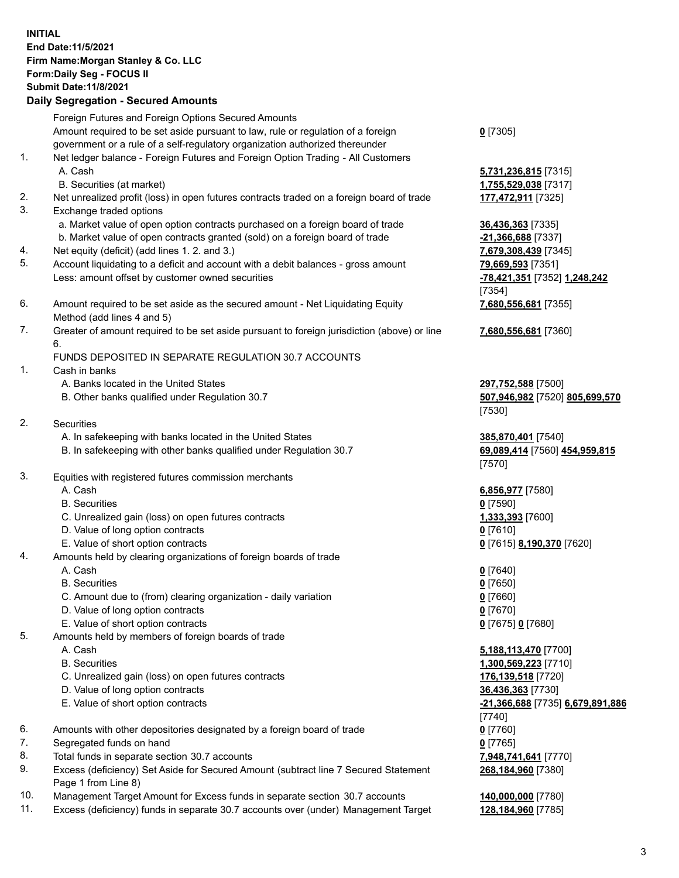**INITIAL**
**End Date:11/5/2021**
**Firm Name:Morgan Stanley & Co. LLC**
**Form:Daily Seg - FOCUS II**
**Submit Date:11/8/2021**

## Daily Segregation - Secured Amounts

| | | |
|---|---|---|
| | Foreign Futures and Foreign Options Secured Amounts | |
| | Amount required to be set aside pursuant to law, rule or regulation of a foreign government or a rule of a self-regulatory organization authorized thereunder | **0** [7305] |
| 1. | Net ledger balance - Foreign Futures and Foreign Option Trading - All Customers | |
| | A. Cash | **5,731,236,815** [7315] |
| | B. Securities (at market) | **1,755,529,038** [7317] |
| 2. | Net unrealized profit (loss) in open futures contracts traded on a foreign board of trade | **177,472,911** [7325] |
| 3. | Exchange traded options | |
| | a. Market value of open option contracts purchased on a foreign board of trade | **36,436,363** [7335] |
| | b. Market value of open contracts granted (sold) on a foreign board of trade | **-21,366,688** [7337] |
| 4. | Net equity (deficit) (add lines 1. 2. and 3.) | **7,679,308,439** [7345] |
| 5. | Account liquidating to a deficit and account with a debit balances - gross amount | **79,669,593** [7351] |
| | Less: amount offset by customer owned securities | **-78,421,351** [7352] **1,248,242** [7354] |
| 6. | Amount required to be set aside as the secured amount - Net Liquidating Equity Method (add lines 4 and 5) | **7,680,556,681** [7355] |
| 7. | Greater of amount required to be set aside pursuant to foreign jurisdiction (above) or line 6. | **7,680,556,681** [7360] |
| | FUNDS DEPOSITED IN SEPARATE REGULATION 30.7 ACCOUNTS | |
| 1. | Cash in banks | |
| | A. Banks located in the United States | **297,752,588** [7500] |
| | B. Other banks qualified under Regulation 30.7 | **507,946,982** [7520] **805,699,570** [7530] |
| 2. | Securities | |
| | A. In safekeeping with banks located in the United States | **385,870,401** [7540] |
| | B. In safekeeping with other banks qualified under Regulation 30.7 | **69,089,414** [7560] **454,959,815** [7570] |
| 3. | Equities with registered futures commission merchants | |
| | A. Cash | **6,856,977** [7580] |
| | B. Securities | **0** [7590] |
| | C. Unrealized gain (loss) on open futures contracts | **1,333,393** [7600] |
| | D. Value of long option contracts | **0** [7610] |
| | E. Value of short option contracts | **0** [7615] **8,190,370** [7620] |
| 4. | Amounts held by clearing organizations of foreign boards of trade | |
| | A. Cash | **0** [7640] |
| | B. Securities | **0** [7650] |
| | C. Amount due to (from) clearing organization - daily variation | **0** [7660] |
| | D. Value of long option contracts | **0** [7670] |
| | E. Value of short option contracts | **0** [7675] **0** [7680] |
| 5. | Amounts held by members of foreign boards of trade | |
| | A. Cash | **5,188,113,470** [7700] |
| | B. Securities | **1,300,569,223** [7710] |
| | C. Unrealized gain (loss) on open futures contracts | **176,139,518** [7720] |
| | D. Value of long option contracts | **36,436,363** [7730] |
| | E. Value of short option contracts | **-21,366,688** [7735] **6,679,891,886** [7740] |
| 6. | Amounts with other depositories designated by a foreign board of trade | **0** [7760] |
| 7. | Segregated funds on hand | **0** [7765] |
| 8. | Total funds in separate section 30.7 accounts | **7,948,741,641** [7770] |
| 9. | Excess (deficiency) Set Aside for Secured Amount (subtract line 7 Secured Statement Page 1 from Line 8) | **268,184,960** [7380] |
| 10. | Management Target Amount for Excess funds in separate section 30.7 accounts | **140,000,000** [7780] |
| 11. | Excess (deficiency) funds in separate 30.7 accounts over (under) Management Target | **128,184,960** [7785] |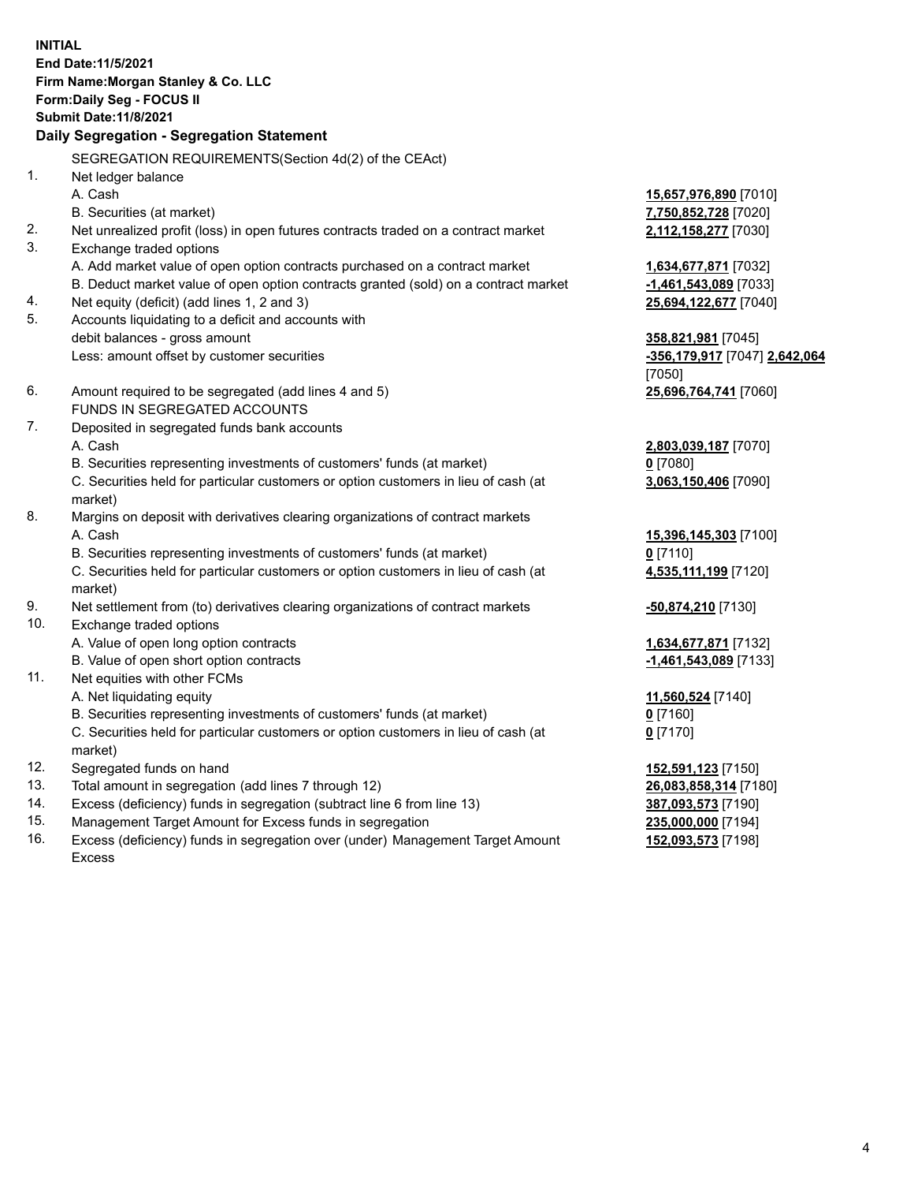**INITIAL**
**End Date:11/5/2021**
**Firm Name:Morgan Stanley & Co. LLC**
**Form:Daily Seg - FOCUS II**
**Submit Date:11/8/2021**

## Daily Segregation - Segregation Statement

SEGREGATION REQUIREMENTS(Section 4d(2) of the CEAct)

| | | |
|---|---|---|
| 1. | Net ledger balance | |
| | A. Cash | **15,657,976,890** [7010] |
| | B. Securities (at market) | **7,750,852,728** [7020] |
| 2. | Net unrealized profit (loss) in open futures contracts traded on a contract market | **2,112,158,277** [7030] |
| 3. | Exchange traded options | |
| | A. Add market value of open option contracts purchased on a contract market | **1,634,677,871** [7032] |
| | B. Deduct market value of open option contracts granted (sold) on a contract market | **-1,461,543,089** [7033] |
| 4. | Net equity (deficit) (add lines 1, 2 and 3) | **25,694,122,677** [7040] |
| 5. | Accounts liquidating to a deficit and accounts with debit balances - gross amount | **358,821,981** [7045] |
| | Less: amount offset by customer securities | **-356,179,917** [7047] **2,642,064** [7050] |
| 6. | Amount required to be segregated (add lines 4 and 5) | **25,696,764,741** [7060] |
| | FUNDS IN SEGREGATED ACCOUNTS | |
| 7. | Deposited in segregated funds bank accounts | |
| | A. Cash | **2,803,039,187** [7070] |
| | B. Securities representing investments of customers' funds (at market) | **0** [7080] |
| | C. Securities held for particular customers or option customers in lieu of cash (at market) | **3,063,150,406** [7090] |
| 8. | Margins on deposit with derivatives clearing organizations of contract markets | |
| | A. Cash | **15,396,145,303** [7100] |
| | B. Securities representing investments of customers' funds (at market) | **0** [7110] |
| | C. Securities held for particular customers or option customers in lieu of cash (at market) | **4,535,111,199** [7120] |
| 9. | Net settlement from (to) derivatives clearing organizations of contract markets | **-50,874,210** [7130] |
| 10. | Exchange traded options | |
| | A. Value of open long option contracts | **1,634,677,871** [7132] |
| | B. Value of open short option contracts | **-1,461,543,089** [7133] |
| 11. | Net equities with other FCMs | |
| | A. Net liquidating equity | **11,560,524** [7140] |
| | B. Securities representing investments of customers' funds (at market) | **0** [7160] |
| | C. Securities held for particular customers or option customers in lieu of cash (at market) | **0** [7170] |
| 12. | Segregated funds on hand | **152,591,123** [7150] |
| 13. | Total amount in segregation (add lines 7 through 12) | **26,083,858,314** [7180] |
| 14. | Excess (deficiency) funds in segregation (subtract line 6 from line 13) | **387,093,573** [7190] |
| 15. | Management Target Amount for Excess funds in segregation | **235,000,000** [7194] |
| 16. | Excess (deficiency) funds in segregation over (under) Management Target Amount Excess | **152,093,573** [7198] |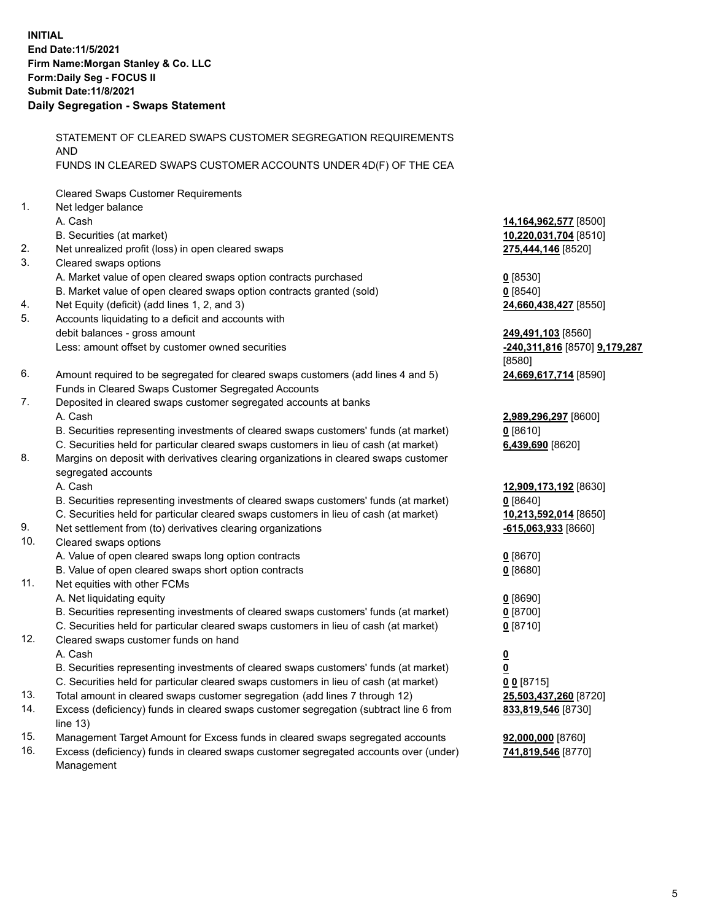**INITIAL**
**End Date:11/5/2021**
**Firm Name:Morgan Stanley & Co. LLC**
**Form:Daily Seg - FOCUS II**
**Submit Date:11/8/2021**
**Daily Segregation - Swaps Statement**

STATEMENT OF CLEARED SWAPS CUSTOMER SEGREGATION REQUIREMENTS AND
FUNDS IN CLEARED SWAPS CUSTOMER ACCOUNTS UNDER 4D(F) OF THE CEA

| | | |
|---|---|---|
| | Cleared Swaps Customer Requirements | |
| 1. | Net ledger balance | |
| | A. Cash | **14,164,962,577** [8500] |
| | B. Securities (at market) | **10,220,031,704** [8510] |
| 2. | Net unrealized profit (loss) in open cleared swaps | **275,444,146** [8520] |
| 3. | Cleared swaps options | |
| | A. Market value of open cleared swaps option contracts purchased | **0** [8530] |
| | B. Market value of open cleared swaps option contracts granted (sold) | **0** [8540] |
| 4. | Net Equity (deficit) (add lines 1, 2, and 3) | **24,660,438,427** [8550] |
| 5. | Accounts liquidating to a deficit and accounts with debit balances - gross amount | **249,491,103** [8560] |
| | Less: amount offset by customer owned securities | **-240,311,816** [8570] **9,179,287** [8580] |
| 6. | Amount required to be segregated for cleared swaps customers (add lines 4 and 5) | **24,669,617,714** [8590] |
| | Funds in Cleared Swaps Customer Segregated Accounts | |
| 7. | Deposited in cleared swaps customer segregated accounts at banks | |
| | A. Cash | **2,989,296,297** [8600] |
| | B. Securities representing investments of cleared swaps customers' funds (at market) | **0** [8610] |
| | C. Securities held for particular cleared swaps customers in lieu of cash (at market) | **6,439,690** [8620] |
| 8. | Margins on deposit with derivatives clearing organizations in cleared swaps customer segregated accounts | |
| | A. Cash | **12,909,173,192** [8630] |
| | B. Securities representing investments of cleared swaps customers' funds (at market) | **0** [8640] |
| | C. Securities held for particular cleared swaps customers in lieu of cash (at market) | **10,213,592,014** [8650] |
| 9. | Net settlement from (to) derivatives clearing organizations | **-615,063,933** [8660] |
| 10. | Cleared swaps options | |
| | A. Value of open cleared swaps long option contracts | **0** [8670] |
| | B. Value of open cleared swaps short option contracts | **0** [8680] |
| 11. | Net equities with other FCMs | |
| | A. Net liquidating equity | **0** [8690] |
| | B. Securities representing investments of cleared swaps customers' funds (at market) | **0** [8700] |
| | C. Securities held for particular cleared swaps customers in lieu of cash (at market) | **0** [8710] |
| 12. | Cleared swaps customer funds on hand | |
| | A. Cash | **0** |
| | B. Securities representing investments of cleared swaps customers' funds (at market) | **0** |
| | C. Securities held for particular cleared swaps customers in lieu of cash (at market) | **0** **0** [8715] |
| 13. | Total amount in cleared swaps customer segregation (add lines 7 through 12) | **25,503,437,260** [8720] |
| 14. | Excess (deficiency) funds in cleared swaps customer segregation (subtract line 6 from line 13) | **833,819,546** [8730] |
| 15. | Management Target Amount for Excess funds in cleared swaps segregated accounts | **92,000,000** [8760] |
| 16. | Excess (deficiency) funds in cleared swaps customer segregated accounts over (under) Management | **741,819,546** [8770] |